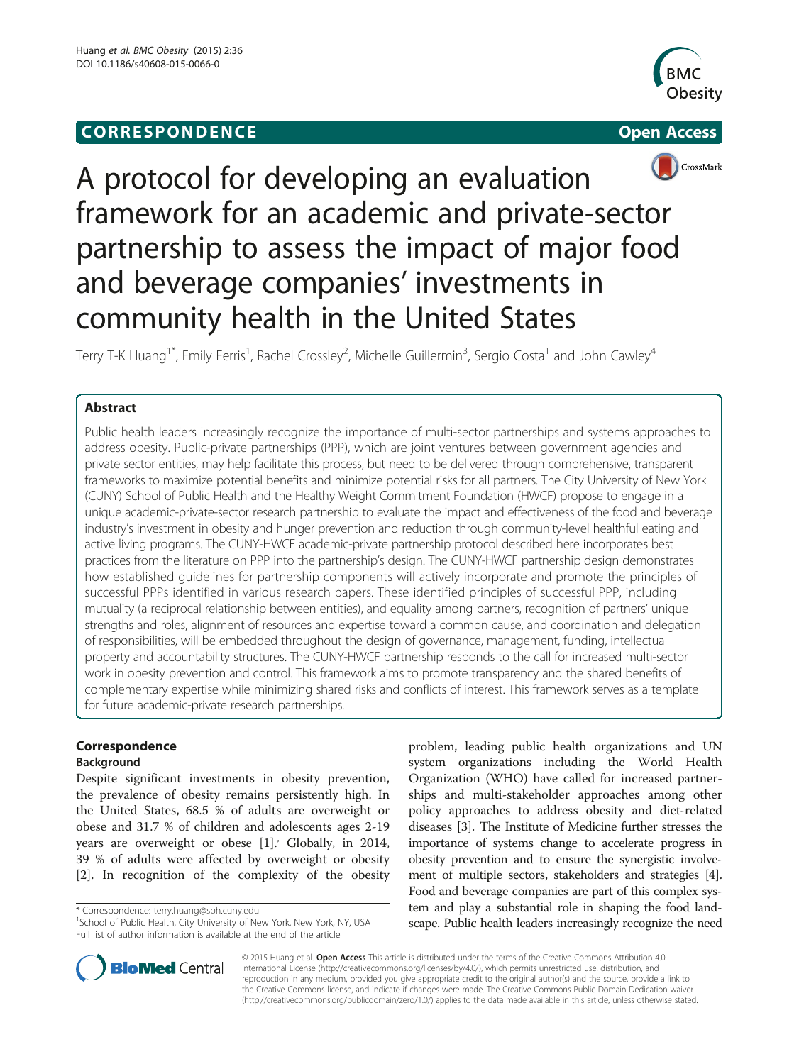CORRESPONDENCE Open Access

# A protocol for developing an evaluation framework for an academic and private-sector partnership to assess the impact of major food and beverage companies' investments in community health in the United States

Terry T-K Huang[1*], Emily Ferris[1], Rachel Crossley[2], Michelle Guillermin[3], Sergio Costa[1] and John Cawley[4]

## Abstract

Public health leaders increasingly recognize the importance of multi-sector partnerships and systems approaches to address obesity. Public-private partnerships (PPP), which are joint ventures between government agencies and private sector entities, may help facilitate this process, but need to be delivered through comprehensive, transparent frameworks to maximize potential benefits and minimize potential risks for all partners. The City University of New York (CUNY) School of Public Health and the Healthy Weight Commitment Foundation (HWCF) propose to engage in a unique academic-private-sector research partnership to evaluate the impact and effectiveness of the food and beverage industry's investment in obesity and hunger prevention and reduction through community-level healthful eating and active living programs. The CUNY-HWCF academic-private partnership protocol described here incorporates best practices from the literature on PPP into the partnership's design. The CUNY-HWCF partnership design demonstrates how established guidelines for partnership components will actively incorporate and promote the principles of successful PPPs identified in various research papers. These identified principles of successful PPP, including mutuality (a reciprocal relationship between entities), and equality among partners, recognition of partners' unique strengths and roles, alignment of resources and expertise toward a common cause, and coordination and delegation of responsibilities, will be embedded throughout the design of governance, management, funding, intellectual property and accountability structures. The CUNY-HWCF partnership responds to the call for increased multi-sector work in obesity prevention and control. This framework aims to promote transparency and the shared benefits of complementary expertise while minimizing shared risks and conflicts of interest. This framework serves as a template for future academic-private research partnerships.

## Correspondence

### Background

Despite significant investments in obesity prevention, the prevalence of obesity remains persistently high. In the United States, 68.5 % of adults are overweight or obese and 31.7 % of children and adolescents ages 2-19 years are overweight or obese [1]. Globally, in 2014, 39 % of adults were affected by overweight or obesity [2]. In recognition of the complexity of the obesity problem, leading public health organizations and UN system organizations including the World Health Organization (WHO) have called for increased partnerships and multi-stakeholder approaches among other policy approaches to address obesity and diet-related diseases [3]. The Institute of Medicine further stresses the importance of systems change to accelerate progress in obesity prevention and to ensure the synergistic involvement of multiple sectors, stakeholders and strategies [4]. Food and beverage companies are part of this complex system and play a substantial role in shaping the food landscape. Public health leaders increasingly recognize the need

\* Correspondence: terry.huang@sph.cuny.edu
[1]School of Public Health, City University of New York, New York, NY, USA
Full list of author information is available at the end of the article

© 2015 Huang et al. **Open Access** This article is distributed under the terms of the Creative Commons Attribution 4.0 International License (http://creativecommons.org/licenses/by/4.0/), which permits unrestricted use, distribution, and reproduction in any medium, provided you give appropriate credit to the original author(s) and the source, provide a link to the Creative Commons license, and indicate if changes were made. The Creative Commons Public Domain Dedication waiver (http://creativecommons.org/publicdomain/zero/1.0/) applies to the data made available in this article, unless otherwise stated.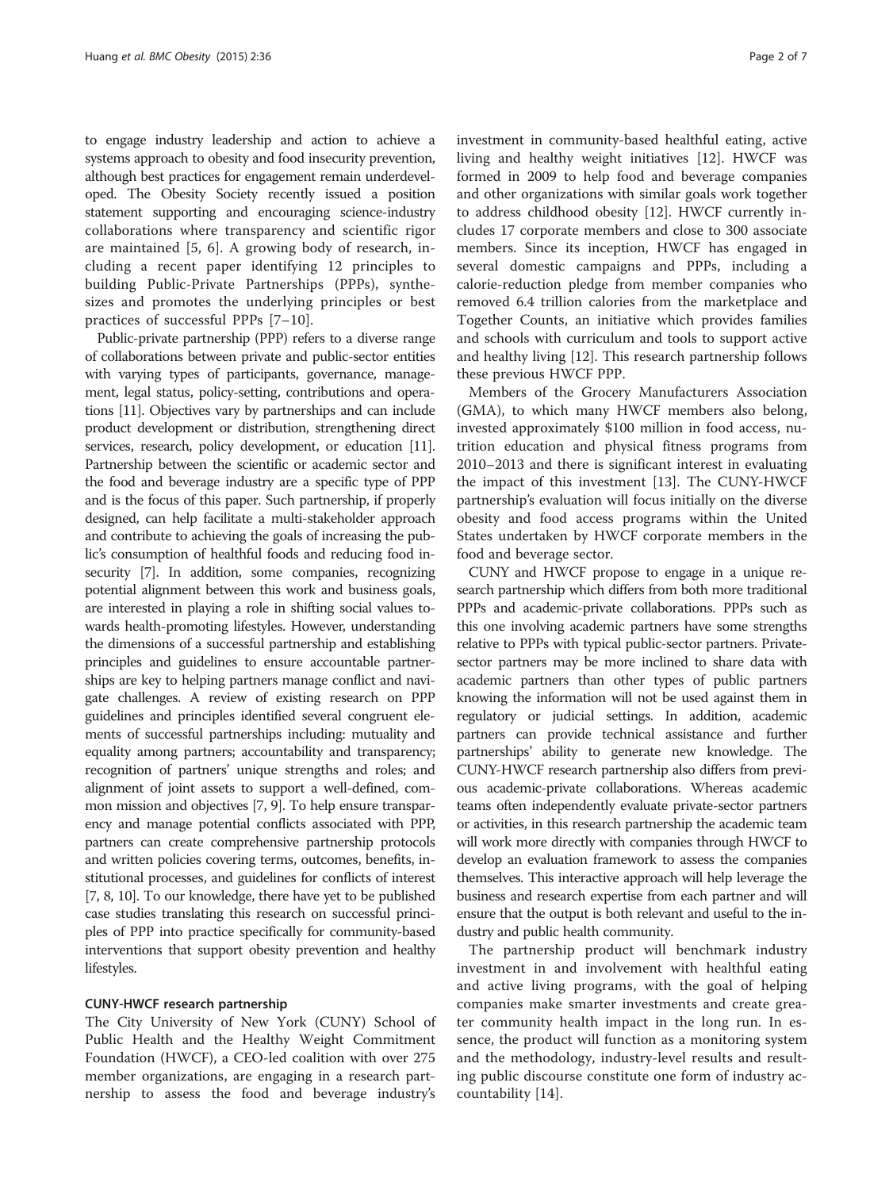to engage industry leadership and action to achieve a systems approach to obesity and food insecurity prevention, although best practices for engagement remain underdeveloped. The Obesity Society recently issued a position statement supporting and encouraging science-industry collaborations where transparency and scientific rigor are maintained [5, 6]. A growing body of research, including a recent paper identifying 12 principles to building Public-Private Partnerships (PPPs), synthesizes and promotes the underlying principles or best practices of successful PPPs [7–10].

Public-private partnership (PPP) refers to a diverse range of collaborations between private and public-sector entities with varying types of participants, governance, management, legal status, policy-setting, contributions and operations [11]. Objectives vary by partnerships and can include product development or distribution, strengthening direct services, research, policy development, or education [11]. Partnership between the scientific or academic sector and the food and beverage industry are a specific type of PPP and is the focus of this paper. Such partnership, if properly designed, can help facilitate a multi-stakeholder approach and contribute to achieving the goals of increasing the public's consumption of healthful foods and reducing food insecurity [7]. In addition, some companies, recognizing potential alignment between this work and business goals, are interested in playing a role in shifting social values towards health-promoting lifestyles. However, understanding the dimensions of a successful partnership and establishing principles and guidelines to ensure accountable partnerships are key to helping partners manage conflict and navigate challenges. A review of existing research on PPP guidelines and principles identified several congruent elements of successful partnerships including: mutuality and equality among partners; accountability and transparency; recognition of partners' unique strengths and roles; and alignment of joint assets to support a well-defined, common mission and objectives [7, 9]. To help ensure transparency and manage potential conflicts associated with PPP, partners can create comprehensive partnership protocols and written policies covering terms, outcomes, benefits, institutional processes, and guidelines for conflicts of interest [7, 8, 10]. To our knowledge, there have yet to be published case studies translating this research on successful principles of PPP into practice specifically for community-based interventions that support obesity prevention and healthy lifestyles.

### CUNY-HWCF research partnership

The City University of New York (CUNY) School of Public Health and the Healthy Weight Commitment Foundation (HWCF), a CEO-led coalition with over 275 member organizations, are engaging in a research partnership to assess the food and beverage industry's investment in community-based healthful eating, active living and healthy weight initiatives [12]. HWCF was formed in 2009 to help food and beverage companies and other organizations with similar goals work together to address childhood obesity [12]. HWCF currently includes 17 corporate members and close to 300 associate members. Since its inception, HWCF has engaged in several domestic campaigns and PPPs, including a calorie-reduction pledge from member companies who removed 6.4 trillion calories from the marketplace and Together Counts, an initiative which provides families and schools with curriculum and tools to support active and healthy living [12]. This research partnership follows these previous HWCF PPP.

Members of the Grocery Manufacturers Association (GMA), to which many HWCF members also belong, invested approximately $100 million in food access, nutrition education and physical fitness programs from 2010–2013 and there is significant interest in evaluating the impact of this investment [13]. The CUNY-HWCF partnership's evaluation will focus initially on the diverse obesity and food access programs within the United States undertaken by HWCF corporate members in the food and beverage sector.

CUNY and HWCF propose to engage in a unique research partnership which differs from both more traditional PPPs and academic-private collaborations. PPPs such as this one involving academic partners have some strengths relative to PPPs with typical public-sector partners. Private-sector partners may be more inclined to share data with academic partners than other types of public partners knowing the information will not be used against them in regulatory or judicial settings. In addition, academic partners can provide technical assistance and further partnerships' ability to generate new knowledge. The CUNY-HWCF research partnership also differs from previous academic-private collaborations. Whereas academic teams often independently evaluate private-sector partners or activities, in this research partnership the academic team will work more directly with companies through HWCF to develop an evaluation framework to assess the companies themselves. This interactive approach will help leverage the business and research expertise from each partner and will ensure that the output is both relevant and useful to the industry and public health community.

The partnership product will benchmark industry investment in and involvement with healthful eating and active living programs, with the goal of helping companies make smarter investments and create greater community health impact in the long run. In essence, the product will function as a monitoring system and the methodology, industry-level results and resulting public discourse constitute one form of industry accountability [14].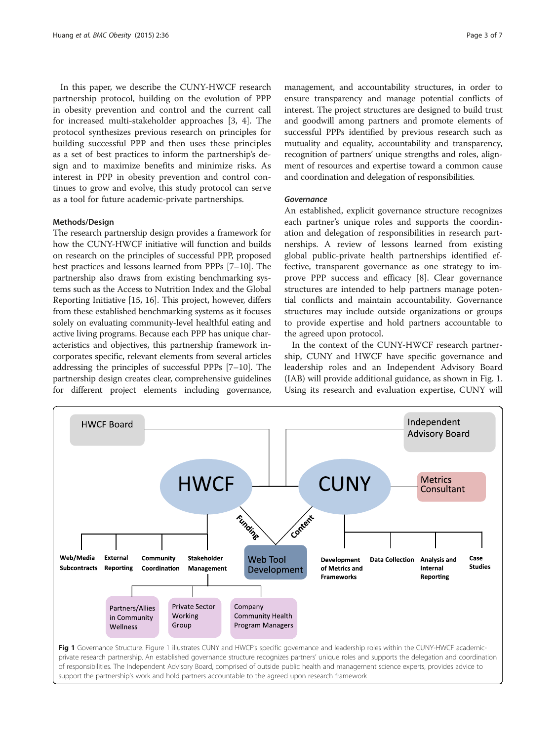In this paper, we describe the CUNY-HWCF research partnership protocol, building on the evolution of PPP in obesity prevention and control and the current call for increased multi-stakeholder approaches [3, 4]. The protocol synthesizes previous research on principles for building successful PPP and then uses these principles as a set of best practices to inform the partnership's design and to maximize benefits and minimize risks. As interest in PPP in obesity prevention and control continues to grow and evolve, this study protocol can serve as a tool for future academic-private partnerships.

## Methods/Design

The research partnership design provides a framework for how the CUNY-HWCF initiative will function and builds on research on the principles of successful PPP, proposed best practices and lessons learned from PPPs [7–10]. The partnership also draws from existing benchmarking systems such as the Access to Nutrition Index and the Global Reporting Initiative [15, 16]. This project, however, differs from these established benchmarking systems as it focuses solely on evaluating community-level healthful eating and active living programs. Because each PPP has unique characteristics and objectives, this partnership framework incorporates specific, relevant elements from several articles addressing the principles of successful PPPs [7–10]. The partnership design creates clear, comprehensive guidelines for different project elements including governance, management, and accountability structures, in order to ensure transparency and manage potential conflicts of interest. The project structures are designed to build trust and goodwill among partners and promote elements of successful PPPs identified by previous research such as mutuality and equality, accountability and transparency, recognition of partners' unique strengths and roles, alignment of resources and expertise toward a common cause and coordination and delegation of responsibilities.

### *Governance*

An established, explicit governance structure recognizes each partner's unique roles and supports the coordination and delegation of responsibilities in research partnerships. A review of lessons learned from existing global public-private health partnerships identified effective, transparent governance as one strategy to improve PPP success and efficacy [8]. Clear governance structures are intended to help partners manage potential conflicts and maintain accountability. Governance structures may include outside organizations or groups to provide expertise and hold partners accountable to the agreed upon protocol.

In the context of the CUNY-HWCF research partnership, CUNY and HWCF have specific governance and leadership roles and an Independent Advisory Board (IAB) will provide additional guidance, as shown in Fig. 1. Using its research and evaluation expertise, CUNY will

**Fig 1** Governance Structure. Figure 1 illustrates CUNY and HWCF's specific governance and leadership roles within the CUNY-HWCF academic-private research partnership. An established governance structure recognizes partners' unique roles and supports the delegation and coordination of responsibilities. The Independent Advisory Board, comprised of outside public health and management science experts, provides advice to support the partnership's work and hold partners accountable to the agreed upon research framework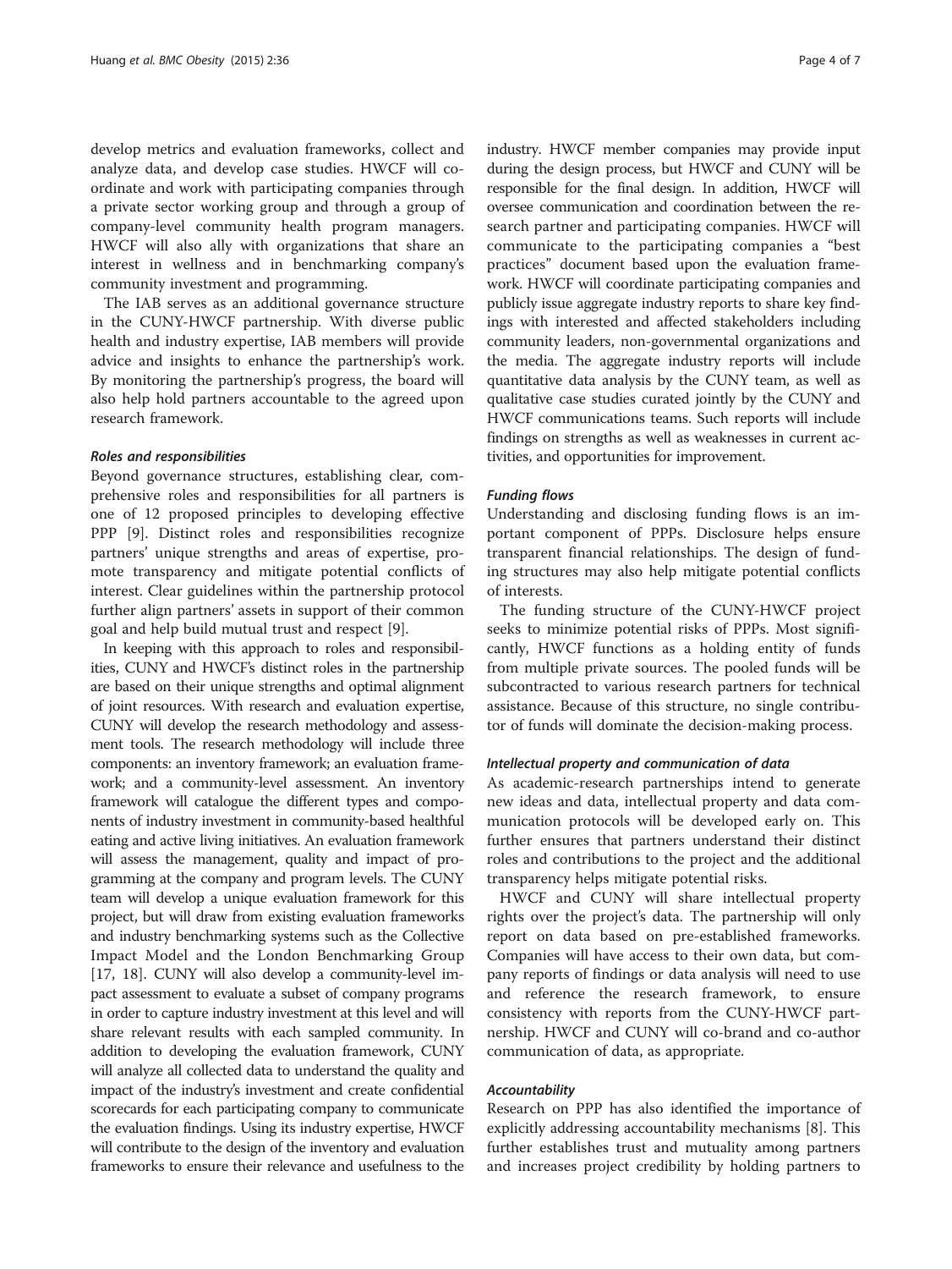develop metrics and evaluation frameworks, collect and analyze data, and develop case studies. HWCF will coordinate and work with participating companies through a private sector working group and through a group of company-level community health program managers. HWCF will also ally with organizations that share an interest in wellness and in benchmarking company's community investment and programming.

The IAB serves as an additional governance structure in the CUNY-HWCF partnership. With diverse public health and industry expertise, IAB members will provide advice and insights to enhance the partnership's work. By monitoring the partnership's progress, the board will also help hold partners accountable to the agreed upon research framework.

#### *Roles and responsibilities*

Beyond governance structures, establishing clear, comprehensive roles and responsibilities for all partners is one of 12 proposed principles to developing effective PPP [9]. Distinct roles and responsibilities recognize partners' unique strengths and areas of expertise, promote transparency and mitigate potential conflicts of interest. Clear guidelines within the partnership protocol further align partners' assets in support of their common goal and help build mutual trust and respect [9].

In keeping with this approach to roles and responsibilities, CUNY and HWCF's distinct roles in the partnership are based on their unique strengths and optimal alignment of joint resources. With research and evaluation expertise, CUNY will develop the research methodology and assessment tools. The research methodology will include three components: an inventory framework; an evaluation framework; and a community-level assessment. An inventory framework will catalogue the different types and components of industry investment in community-based healthful eating and active living initiatives. An evaluation framework will assess the management, quality and impact of programming at the company and program levels. The CUNY team will develop a unique evaluation framework for this project, but will draw from existing evaluation frameworks and industry benchmarking systems such as the Collective Impact Model and the London Benchmarking Group [17, 18]. CUNY will also develop a community-level impact assessment to evaluate a subset of company programs in order to capture industry investment at this level and will share relevant results with each sampled community. In addition to developing the evaluation framework, CUNY will analyze all collected data to understand the quality and impact of the industry's investment and create confidential scorecards for each participating company to communicate the evaluation findings. Using its industry expertise, HWCF will contribute to the design of the inventory and evaluation frameworks to ensure their relevance and usefulness to the industry. HWCF member companies may provide input during the design process, but HWCF and CUNY will be responsible for the final design. In addition, HWCF will oversee communication and coordination between the research partner and participating companies. HWCF will communicate to the participating companies a "best practices" document based upon the evaluation framework. HWCF will coordinate participating companies and publicly issue aggregate industry reports to share key findings with interested and affected stakeholders including community leaders, non-governmental organizations and the media. The aggregate industry reports will include quantitative data analysis by the CUNY team, as well as qualitative case studies curated jointly by the CUNY and HWCF communications teams. Such reports will include findings on strengths as well as weaknesses in current activities, and opportunities for improvement.

#### *Funding flows*

Understanding and disclosing funding flows is an important component of PPPs. Disclosure helps ensure transparent financial relationships. The design of funding structures may also help mitigate potential conflicts of interests.

The funding structure of the CUNY-HWCF project seeks to minimize potential risks of PPPs. Most significantly, HWCF functions as a holding entity of funds from multiple private sources. The pooled funds will be subcontracted to various research partners for technical assistance. Because of this structure, no single contributor of funds will dominate the decision-making process.

#### *Intellectual property and communication of data*

As academic-research partnerships intend to generate new ideas and data, intellectual property and data communication protocols will be developed early on. This further ensures that partners understand their distinct roles and contributions to the project and the additional transparency helps mitigate potential risks.

HWCF and CUNY will share intellectual property rights over the project's data. The partnership will only report on data based on pre-established frameworks. Companies will have access to their own data, but company reports of findings or data analysis will need to use and reference the research framework, to ensure consistency with reports from the CUNY-HWCF partnership. HWCF and CUNY will co-brand and co-author communication of data, as appropriate.

#### *Accountability*

Research on PPP has also identified the importance of explicitly addressing accountability mechanisms [8]. This further establishes trust and mutuality among partners and increases project credibility by holding partners to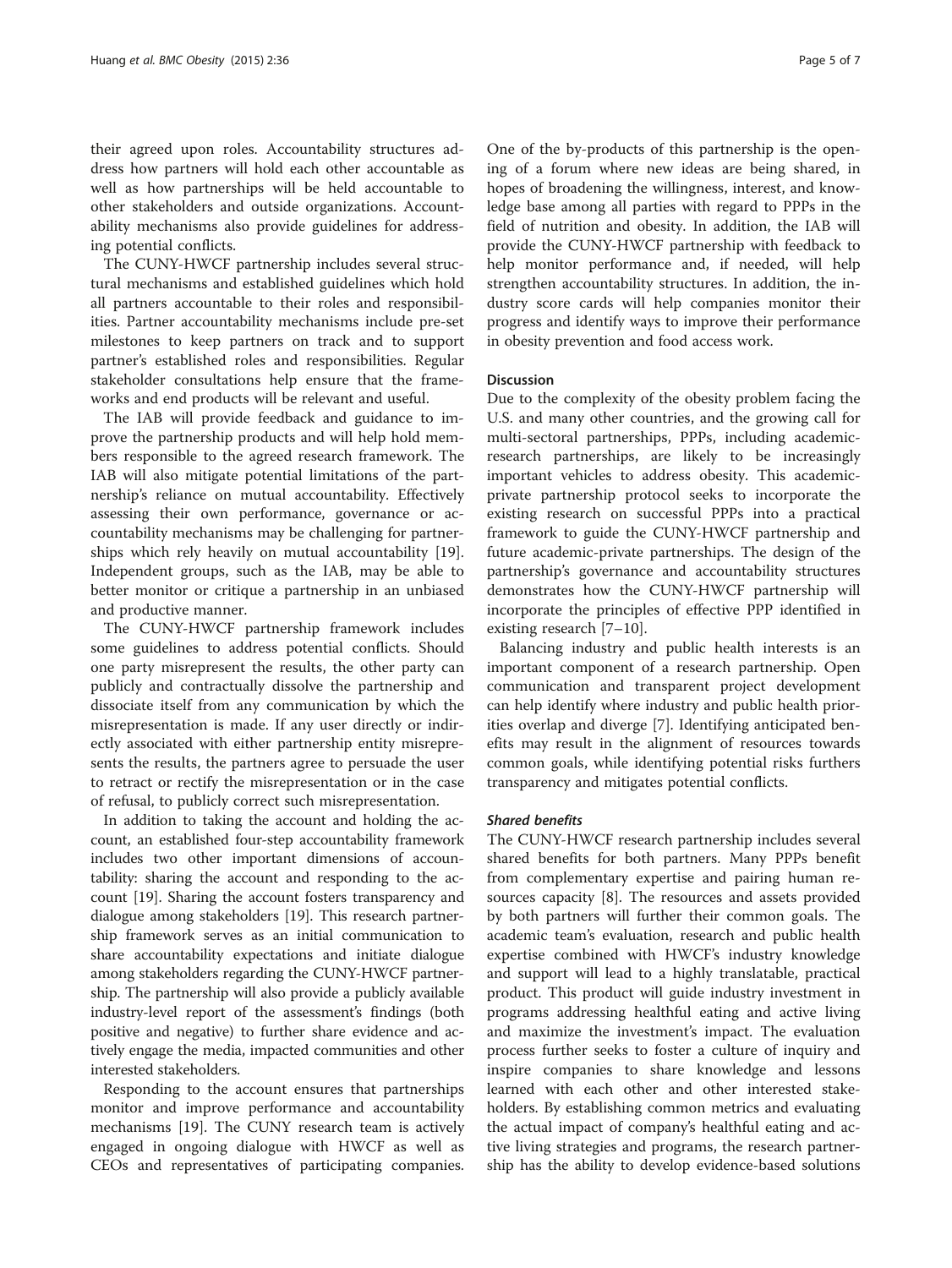their agreed upon roles. Accountability structures address how partners will hold each other accountable as well as how partnerships will be held accountable to other stakeholders and outside organizations. Accountability mechanisms also provide guidelines for addressing potential conflicts.

The CUNY-HWCF partnership includes several structural mechanisms and established guidelines which hold all partners accountable to their roles and responsibilities. Partner accountability mechanisms include pre-set milestones to keep partners on track and to support partner's established roles and responsibilities. Regular stakeholder consultations help ensure that the frameworks and end products will be relevant and useful.

The IAB will provide feedback and guidance to improve the partnership products and will help hold members responsible to the agreed research framework. The IAB will also mitigate potential limitations of the partnership's reliance on mutual accountability. Effectively assessing their own performance, governance or accountability mechanisms may be challenging for partnerships which rely heavily on mutual accountability [19]. Independent groups, such as the IAB, may be able to better monitor or critique a partnership in an unbiased and productive manner.

The CUNY-HWCF partnership framework includes some guidelines to address potential conflicts. Should one party misrepresent the results, the other party can publicly and contractually dissolve the partnership and dissociate itself from any communication by which the misrepresentation is made. If any user directly or indirectly associated with either partnership entity misrepresents the results, the partners agree to persuade the user to retract or rectify the misrepresentation or in the case of refusal, to publicly correct such misrepresentation.

In addition to taking the account and holding the account, an established four-step accountability framework includes two other important dimensions of accountability: sharing the account and responding to the account [19]. Sharing the account fosters transparency and dialogue among stakeholders [19]. This research partnership framework serves as an initial communication to share accountability expectations and initiate dialogue among stakeholders regarding the CUNY-HWCF partnership. The partnership will also provide a publicly available industry-level report of the assessment's findings (both positive and negative) to further share evidence and actively engage the media, impacted communities and other interested stakeholders.

Responding to the account ensures that partnerships monitor and improve performance and accountability mechanisms [19]. The CUNY research team is actively engaged in ongoing dialogue with HWCF as well as CEOs and representatives of participating companies. One of the by-products of this partnership is the opening of a forum where new ideas are being shared, in hopes of broadening the willingness, interest, and knowledge base among all parties with regard to PPPs in the field of nutrition and obesity. In addition, the IAB will provide the CUNY-HWCF partnership with feedback to help monitor performance and, if needed, will help strengthen accountability structures. In addition, the industry score cards will help companies monitor their progress and identify ways to improve their performance in obesity prevention and food access work.

## Discussion

Due to the complexity of the obesity problem facing the U.S. and many other countries, and the growing call for multi-sectoral partnerships, PPPs, including academic-research partnerships, are likely to be increasingly important vehicles to address obesity. This academic-private partnership protocol seeks to incorporate the existing research on successful PPPs into a practical framework to guide the CUNY-HWCF partnership and future academic-private partnerships. The design of the partnership's governance and accountability structures demonstrates how the CUNY-HWCF partnership will incorporate the principles of effective PPP identified in existing research [7–10].

Balancing industry and public health interests is an important component of a research partnership. Open communication and transparent project development can help identify where industry and public health priorities overlap and diverge [7]. Identifying anticipated benefits may result in the alignment of resources towards common goals, while identifying potential risks furthers transparency and mitigates potential conflicts.

### *Shared benefits*

The CUNY-HWCF research partnership includes several shared benefits for both partners. Many PPPs benefit from complementary expertise and pairing human resources capacity [8]. The resources and assets provided by both partners will further their common goals. The academic team's evaluation, research and public health expertise combined with HWCF's industry knowledge and support will lead to a highly translatable, practical product. This product will guide industry investment in programs addressing healthful eating and active living and maximize the investment's impact. The evaluation process further seeks to foster a culture of inquiry and inspire companies to share knowledge and lessons learned with each other and other interested stakeholders. By establishing common metrics and evaluating the actual impact of company's healthful eating and active living strategies and programs, the research partnership has the ability to develop evidence-based solutions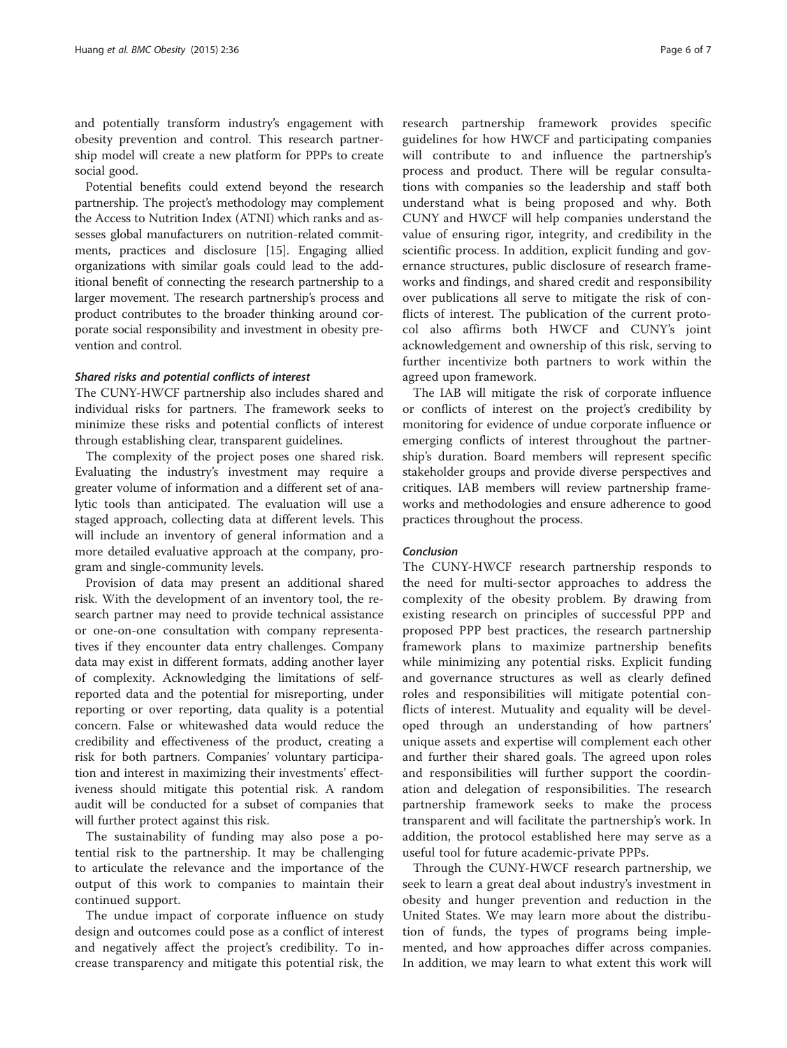and potentially transform industry's engagement with obesity prevention and control. This research partnership model will create a new platform for PPPs to create social good.

Potential benefits could extend beyond the research partnership. The project's methodology may complement the Access to Nutrition Index (ATNI) which ranks and assesses global manufacturers on nutrition-related commitments, practices and disclosure [15]. Engaging allied organizations with similar goals could lead to the additional benefit of connecting the research partnership to a larger movement. The research partnership's process and product contributes to the broader thinking around corporate social responsibility and investment in obesity prevention and control.

#### *Shared risks and potential conflicts of interest*

The CUNY-HWCF partnership also includes shared and individual risks for partners. The framework seeks to minimize these risks and potential conflicts of interest through establishing clear, transparent guidelines.

The complexity of the project poses one shared risk. Evaluating the industry's investment may require a greater volume of information and a different set of analytic tools than anticipated. The evaluation will use a staged approach, collecting data at different levels. This will include an inventory of general information and a more detailed evaluative approach at the company, program and single-community levels.

Provision of data may present an additional shared risk. With the development of an inventory tool, the research partner may need to provide technical assistance or one-on-one consultation with company representatives if they encounter data entry challenges. Company data may exist in different formats, adding another layer of complexity. Acknowledging the limitations of self-reported data and the potential for misreporting, under reporting or over reporting, data quality is a potential concern. False or whitewashed data would reduce the credibility and effectiveness of the product, creating a risk for both partners. Companies' voluntary participation and interest in maximizing their investments' effectiveness should mitigate this potential risk. A random audit will be conducted for a subset of companies that will further protect against this risk.

The sustainability of funding may also pose a potential risk to the partnership. It may be challenging to articulate the relevance and the importance of the output of this work to companies to maintain their continued support.

The undue impact of corporate influence on study design and outcomes could pose as a conflict of interest and negatively affect the project's credibility. To increase transparency and mitigate this potential risk, the research partnership framework provides specific guidelines for how HWCF and participating companies will contribute to and influence the partnership's process and product. There will be regular consultations with companies so the leadership and staff both understand what is being proposed and why. Both CUNY and HWCF will help companies understand the value of ensuring rigor, integrity, and credibility in the scientific process. In addition, explicit funding and governance structures, public disclosure of research frameworks and findings, and shared credit and responsibility over publications all serve to mitigate the risk of conflicts of interest. The publication of the current protocol also affirms both HWCF and CUNY's joint acknowledgement and ownership of this risk, serving to further incentivize both partners to work within the agreed upon framework.

The IAB will mitigate the risk of corporate influence or conflicts of interest on the project's credibility by monitoring for evidence of undue corporate influence or emerging conflicts of interest throughout the partnership's duration. Board members will represent specific stakeholder groups and provide diverse perspectives and critiques. IAB members will review partnership frameworks and methodologies and ensure adherence to good practices throughout the process.

#### *Conclusion*

The CUNY-HWCF research partnership responds to the need for multi-sector approaches to address the complexity of the obesity problem. By drawing from existing research on principles of successful PPP and proposed PPP best practices, the research partnership framework plans to maximize partnership benefits while minimizing any potential risks. Explicit funding and governance structures as well as clearly defined roles and responsibilities will mitigate potential conflicts of interest. Mutuality and equality will be developed through an understanding of how partners' unique assets and expertise will complement each other and further their shared goals. The agreed upon roles and responsibilities will further support the coordination and delegation of responsibilities. The research partnership framework seeks to make the process transparent and will facilitate the partnership's work. In addition, the protocol established here may serve as a useful tool for future academic-private PPPs.

Through the CUNY-HWCF research partnership, we seek to learn a great deal about industry's investment in obesity and hunger prevention and reduction in the United States. We may learn more about the distribution of funds, the types of programs being implemented, and how approaches differ across companies. In addition, we may learn to what extent this work will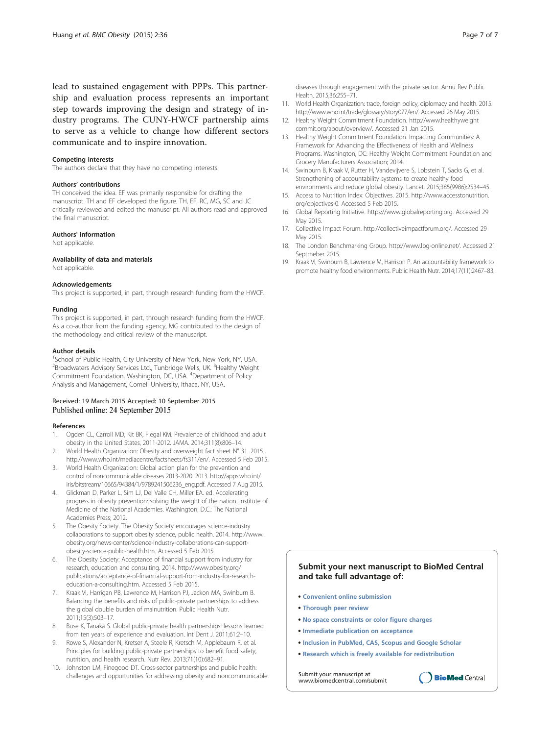lead to sustained engagement with PPPs. This partnership and evaluation process represents an important step towards improving the design and strategy of industry programs. The CUNY-HWCF partnership aims to serve as a vehicle to change how different sectors communicate and to inspire innovation.

#### Competing interests
The authors declare that they have no competing interests.

#### Authors' contributions
TH conceived the idea. EF was primarily responsible for drafting the manuscript. TH and EF developed the figure. TH, EF, RC, MG, SC and JC critically reviewed and edited the manuscript. All authors read and approved the final manuscript.

#### Authors' information
Not applicable.

#### Availability of data and materials
Not applicable.

#### Acknowledgements
This project is supported, in part, through research funding from the HWCF.

#### Funding
This project is supported, in part, through research funding from the HWCF. As a co-author from the funding agency, MG contributed to the design of the methodology and critical review of the manuscript.

#### Author details
[1]School of Public Health, City University of New York, New York, NY, USA. [2]Broadwaters Advisory Services Ltd., Tunbridge Wells, UK. [3]Healthy Weight Commitment Foundation, Washington, DC, USA. [4]Department of Policy Analysis and Management, Cornell University, Ithaca, NY, USA.

Received: 19 March 2015 Accepted: 10 September 2015
Published online: 24 September 2015

#### References
1. Ogden CL, Carroll MD, Kit BK, Flegal KM. Prevalence of childhood and adult obesity in the United States, 2011-2012. JAMA. 2014;311(8):806–14.
2. World Health Organization: Obesity and overweight fact sheet N° 31. 2015. http://www.who.int/mediacentre/factsheets/fs311/en/. Accessed 5 Feb 2015.
3. World Health Organization: Global action plan for the prevention and control of noncommunicable diseases 2013-2020. 2013. http://apps.who.int/iris/bitstream/10665/94384/1/9789241506236_eng.pdf. Accessed 7 Aug 2015.
4. Glickman D, Parker L, Sim LJ, Del Valle CH, Miller EA. ed. Accelerating progress in obesity prevention: solving the weight of the nation. Institute of Medicine of the National Academies. Washington, D.C.: The National Academies Press; 2012.
5. The Obesity Society. The Obesity Society encourages science-industry collaborations to support obesity science, public health. 2014. http://www.obesity.org/news-center/science-industry-collaborations-can-support-obesity-science-public-health.htm. Accessed 5 Feb 2015.
6. The Obesity Society: Acceptance of financial support from industry for research, education and consulting. 2014. http://www.obesity.org/publications/acceptance-of-financial-support-from-industry-for-research-education-a-consulting.htm. Accessed 5 Feb 2015.
7. Kraak VI, Harrigan PB, Lawrence M, Harrison PJ, Jackson MA, Swinburn B. Balancing the benefits and risks of public-private partnerships to address the global double burden of malnutrition. Public Health Nutr. 2011;15(3):503–17.
8. Buse K, Tanaka S. Global public-private health partnerships: lessons learned from ten years of experience and evaluation. Int Dent J. 2011;61:2–10.
9. Rowe S, Alexander N, Kretser A, Steele R, Kretsch M, Applebaum R, et al. Principles for building public-private partnerships to benefit food safety, nutrition, and health research. Nutr Rev. 2013;71(10):682–91.
10. Johnston LM, Finegood DT. Cross-sector partnerships and public health: challenges and opportunities for addressing obesity and noncommunicable diseases through engagement with the private sector. Annu Rev Public Health. 2015;36:255–71.
11. World Health Organization: trade, foreign policy, diplomacy and health. 2015. http://www.who.int/trade/glossary/story077/en/. Accessed 26 May 2015.
12. Healthy Weight Commitment Foundation. http://www.healthyweightcommit.org/about/overview/. Accessed 21 Jan 2015.
13. Healthy Weight Commitment Foundation. Impacting Communities: A Framework for Advancing the Effectiveness of Health and Wellness Programs. Washington, DC: Healthy Weight Commitment Foundation and Grocery Manufacturers Association; 2014.
14. Swinburn B, Kraak V, Rutter H, Vandevijvere S, Lobstein T, Sacks G, et al. Strengthening of accountability systems to create healthy food environments and reduce global obesity. Lancet. 2015;385(9986):2534–45.
15. Access to Nutrition Index: Objectives. 2015. http://www.accesstonutrition.org/objectives-0. Accessed 5 Feb 2015.
16. Global Reporting Initiative. https://www.globalreporting.org. Accessed 29 May 2015.
17. Collective Impact Forum. http://collectiveimpactforum.org/. Accessed 29 May 2015.
18. The London Benchmarking Group. http://www.lbg-online.net/. Accessed 21 Septmeber 2015.
19. Kraak VI, Swinburn B, Lawrence M, Harrison P. An accountability framework to promote healthy food environments. Public Health Nutr. 2014;17(11):2467–83.

**Submit your next manuscript to BioMed Central and take full advantage of:**

- Convenient online submission
- Thorough peer review
- No space constraints or color figure charges
- Immediate publication on acceptance
- Inclusion in PubMed, CAS, Scopus and Google Scholar
- Research which is freely available for redistribution

Submit your manuscript at www.biomedcentral.com/submit

BioMed Central